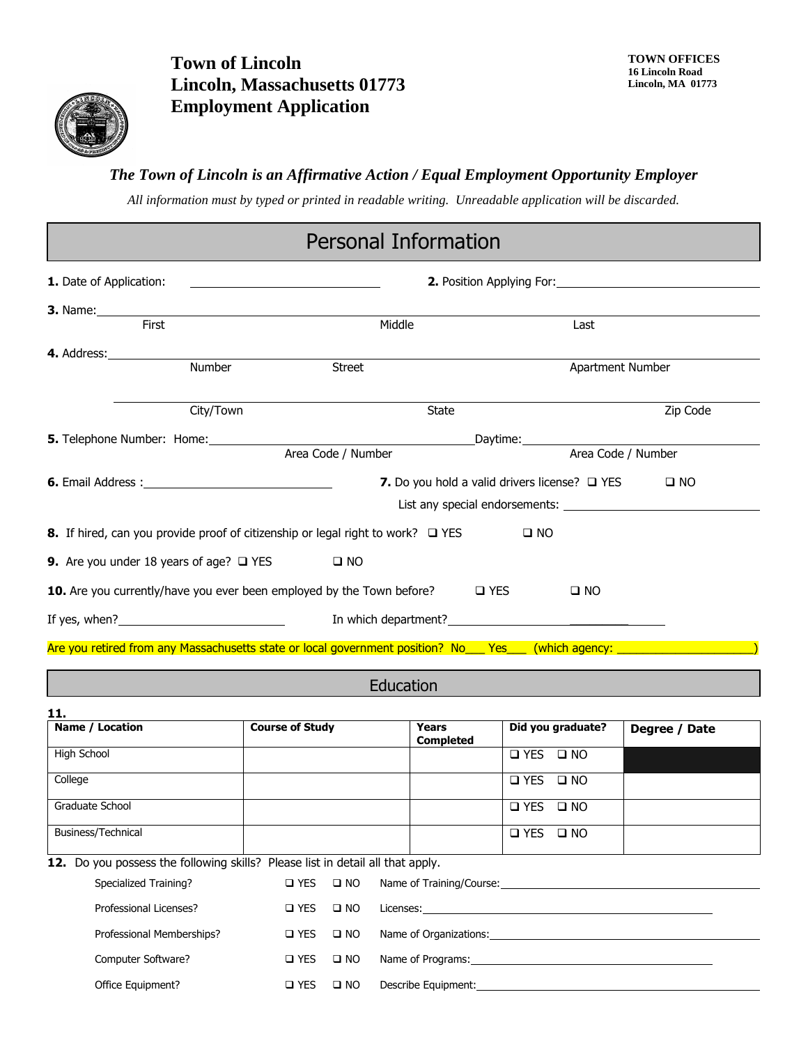# Town of Lincoln
# Lincoln, Massachusetts 01773
# Employment Application

**TOWN OFFICES**
**16 Lincoln Road**
**Lincoln, MA 01773**

***The Town of Lincoln is an Affirmative Action / Equal Employment Opportunity Employer***

*All information must by typed or printed in readable writing. Unreadable application will be discarded.*

## Personal Information

**1.** Date of Application: ____________________ **2.** Position Applying For: ____________________

**3.** Name: ____________________________________________
First Middle Last

**4.** Address: ____________________________________________
Number Street Apartment Number

____________________________________________
City/Town State Zip Code

**5.** Telephone Number: Home: ____________________ Daytime: ____________________
Area Code / Number Area Code / Number

**6.** Email Address : ____________________ **7.** Do you hold a valid drivers license? ❑ YES ❑ NO
List any special endorsements: ____________________

**8.** If hired, can you provide proof of citizenship or legal right to work? ❑ YES ❑ NO

**9.** Are you under 18 years of age? ❑ YES ❑ NO

**10.** Are you currently/have you ever been employed by the Town before? ❑ YES ❑ NO

If yes, when? ____________________ In which department? ____________________

Are you retired from any Massachusetts state or local government position? No___ Yes___ (which agency: ____________________)

## Education

**11.**

| Name / Location | Course of Study | Years Completed | Did you graduate? | Degree / Date |
|---|---|---|---|---|
| High School | | | ❑ YES ❑ NO | |
| College | | | ❑ YES ❑ NO | |
| Graduate School | | | ❑ YES ❑ NO | |
| Business/Technical | | | ❑ YES ❑ NO | |

**12.** Do you possess the following skills? Please list in detail all that apply.

| | | | |
|---|---|---|---|
| Specialized Training? | ❑ YES | ❑ NO | Name of Training/Course: ____________________ |
| Professional Licenses? | ❑ YES | ❑ NO | Licenses: ____________________ |
| Professional Memberships? | ❑ YES | ❑ NO | Name of Organizations: ____________________ |
| Computer Software? | ❑ YES | ❑ NO | Name of Programs: ____________________ |
| Office Equipment? | ❑ YES | ❑ NO | Describe Equipment: ____________________ |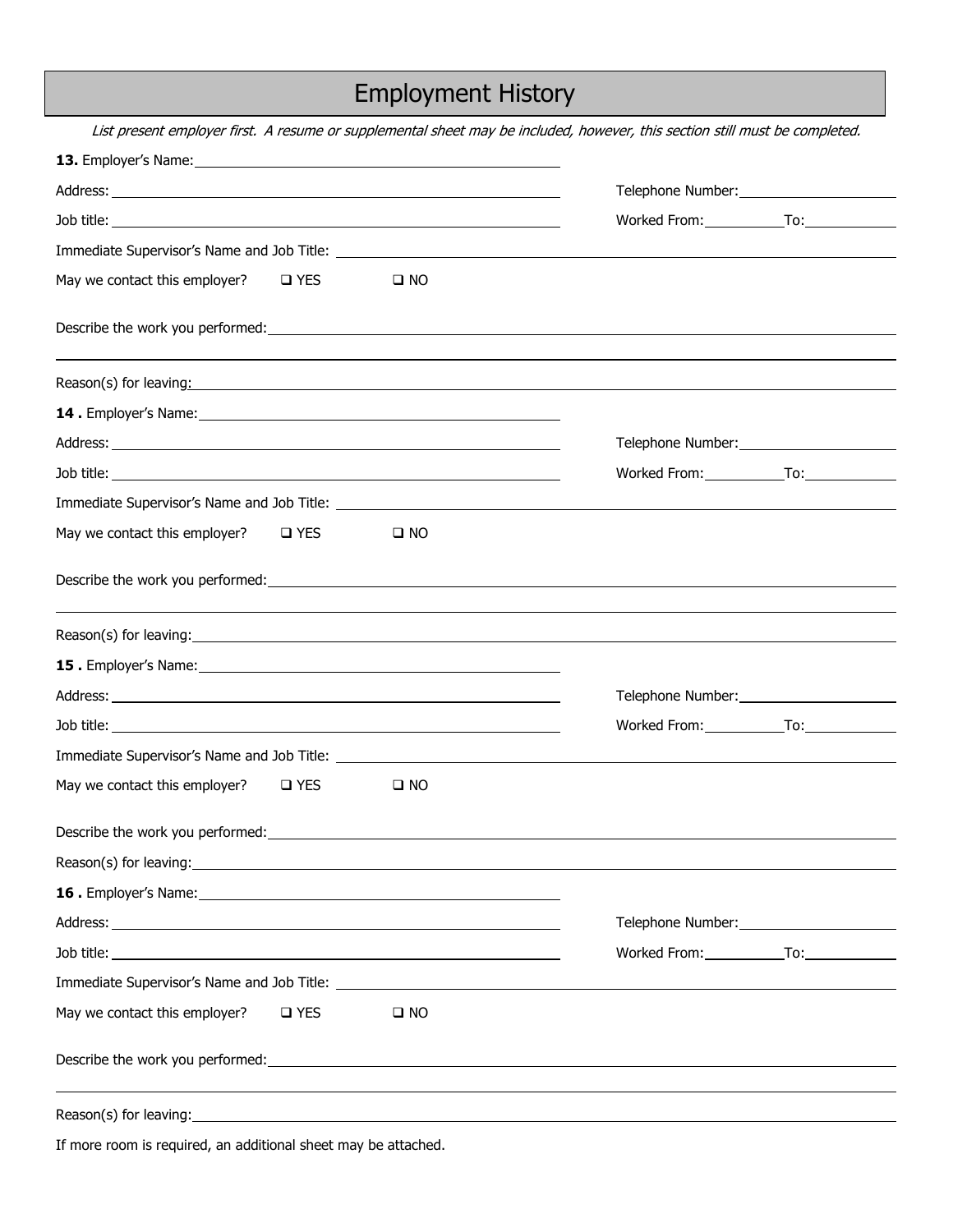# Employment History

*List present employer first. A resume or supplemental sheet may be included, however, this section still must be completed.*

**13.** Employer's Name: ______________________

Address: ______________________ Telephone Number: ______________________

Job title: ______________________ Worked From: __________ To: __________

Immediate Supervisor's Name and Job Title: ______________________

May we contact this employer? ❑ YES ❑ NO

Describe the work you performed: ______________________

Reason(s) for leaving: ______________________

**14 .** Employer's Name: ______________________

Address: ______________________ Telephone Number: ______________________

Job title: ______________________ Worked From: __________ To: __________

Immediate Supervisor's Name and Job Title: ______________________

May we contact this employer? ❑ YES ❑ NO

Describe the work you performed: ______________________

Reason(s) for leaving: ______________________

**15 .** Employer's Name: ______________________

Address: ______________________ Telephone Number: ______________________

Job title: ______________________ Worked From: __________ To: __________

Immediate Supervisor's Name and Job Title: ______________________

May we contact this employer? ❑ YES ❑ NO

Describe the work you performed: ______________________

Reason(s) for leaving: ______________________

**16 .** Employer's Name: ______________________

Address: ______________________ Telephone Number: ______________________

Job title: ______________________ Worked From: __________ To: __________

Immediate Supervisor's Name and Job Title: ______________________

May we contact this employer? ❑ YES ❑ NO

Describe the work you performed: ______________________

Reason(s) for leaving: ______________________

If more room is required, an additional sheet may be attached.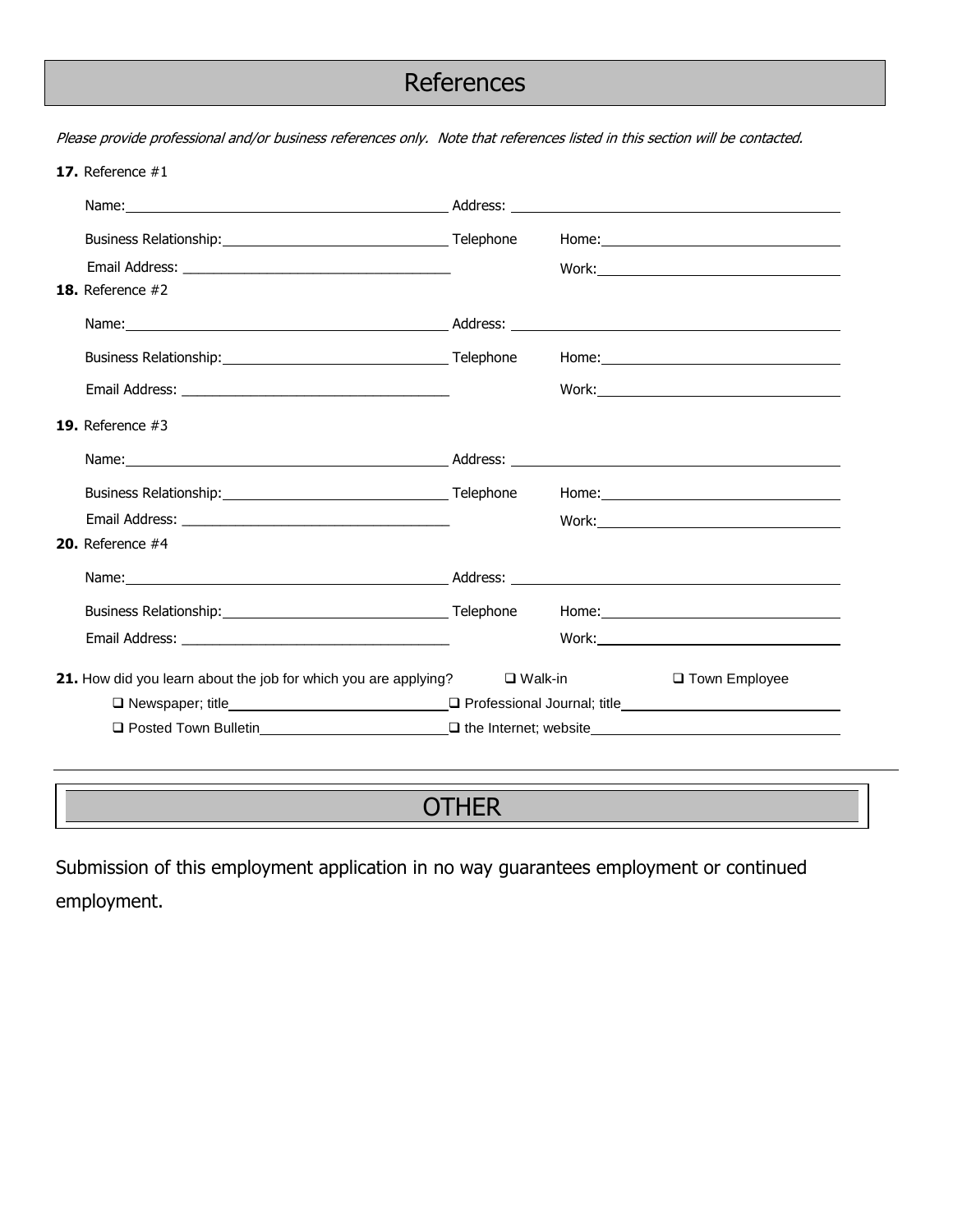# References

*Please provide professional and/or business references only. Note that references listed in this section will be contacted.*

**17.** Reference #1

Name: \_\_\_\_\_\_\_\_\_\_\_\_\_\_\_\_\_\_\_\_ Address: \_\_\_\_\_\_\_\_\_\_\_\_\_\_\_\_\_\_\_\_

Business Relationship: \_\_\_\_\_\_\_\_\_\_\_\_\_\_\_\_\_\_\_\_ Telephone Home: \_\_\_\_\_\_\_\_\_\_\_\_\_\_\_\_\_\_\_\_

Email Address: \_\_\_\_\_\_\_\_\_\_\_\_\_\_\_\_\_\_\_\_ Work: \_\_\_\_\_\_\_\_\_\_\_\_\_\_\_\_\_\_\_\_

**18.** Reference #2

Name: \_\_\_\_\_\_\_\_\_\_\_\_\_\_\_\_\_\_\_\_ Address: \_\_\_\_\_\_\_\_\_\_\_\_\_\_\_\_\_\_\_\_

Business Relationship: \_\_\_\_\_\_\_\_\_\_\_\_\_\_\_\_\_\_\_\_ Telephone Home: \_\_\_\_\_\_\_\_\_\_\_\_\_\_\_\_\_\_\_\_

Email Address: \_\_\_\_\_\_\_\_\_\_\_\_\_\_\_\_\_\_\_\_ Work: \_\_\_\_\_\_\_\_\_\_\_\_\_\_\_\_\_\_\_\_

**19.** Reference #3

Name: \_\_\_\_\_\_\_\_\_\_\_\_\_\_\_\_\_\_\_\_ Address: \_\_\_\_\_\_\_\_\_\_\_\_\_\_\_\_\_\_\_\_

Business Relationship: \_\_\_\_\_\_\_\_\_\_\_\_\_\_\_\_\_\_\_\_ Telephone Home: \_\_\_\_\_\_\_\_\_\_\_\_\_\_\_\_\_\_\_\_

Email Address: \_\_\_\_\_\_\_\_\_\_\_\_\_\_\_\_\_\_\_\_ Work: \_\_\_\_\_\_\_\_\_\_\_\_\_\_\_\_\_\_\_\_

**20.** Reference #4

Name: \_\_\_\_\_\_\_\_\_\_\_\_\_\_\_\_\_\_\_\_ Address: \_\_\_\_\_\_\_\_\_\_\_\_\_\_\_\_\_\_\_\_

Business Relationship: \_\_\_\_\_\_\_\_\_\_\_\_\_\_\_\_\_\_\_\_ Telephone Home: \_\_\_\_\_\_\_\_\_\_\_\_\_\_\_\_\_\_\_\_

Email Address: \_\_\_\_\_\_\_\_\_\_\_\_\_\_\_\_\_\_\_\_ Work: \_\_\_\_\_\_\_\_\_\_\_\_\_\_\_\_\_\_\_\_

**21.** How did you learn about the job for which you are applying? ☐ Walk-in ☐ Town Employee

☐ Newspaper; title \_\_\_\_\_\_\_\_\_\_\_\_\_\_\_\_\_\_\_\_ ☐ Professional Journal; title \_\_\_\_\_\_\_\_\_\_\_\_\_\_\_\_\_\_\_\_

☐ Posted Town Bulletin \_\_\_\_\_\_\_\_\_\_\_\_\_\_\_\_\_\_\_\_ ☐ the Internet; website \_\_\_\_\_\_\_\_\_\_\_\_\_\_\_\_\_\_\_\_

---

# OTHER

Submission of this employment application in no way guarantees employment or continued employment.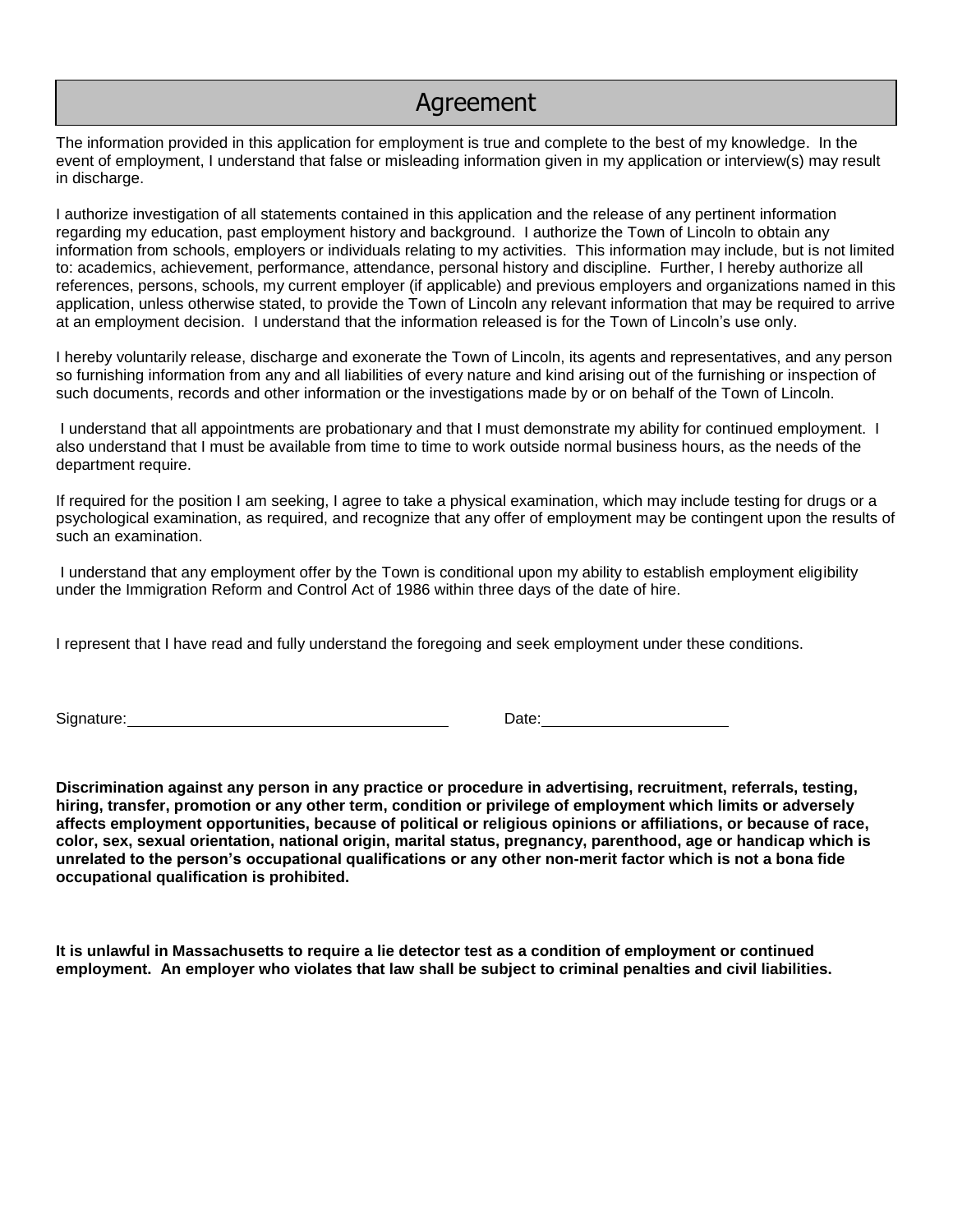## Agreement

The information provided in this application for employment is true and complete to the best of my knowledge. In the event of employment, I understand that false or misleading information given in my application or interview(s) may result in discharge.

I authorize investigation of all statements contained in this application and the release of any pertinent information regarding my education, past employment history and background. I authorize the Town of Lincoln to obtain any information from schools, employers or individuals relating to my activities. This information may include, but is not limited to: academics, achievement, performance, attendance, personal history and discipline. Further, I hereby authorize all references, persons, schools, my current employer (if applicable) and previous employers and organizations named in this application, unless otherwise stated, to provide the Town of Lincoln any relevant information that may be required to arrive at an employment decision. I understand that the information released is for the Town of Lincoln's use only.

I hereby voluntarily release, discharge and exonerate the Town of Lincoln, its agents and representatives, and any person so furnishing information from any and all liabilities of every nature and kind arising out of the furnishing or inspection of such documents, records and other information or the investigations made by or on behalf of the Town of Lincoln.

I understand that all appointments are probationary and that I must demonstrate my ability for continued employment. I also understand that I must be available from time to time to work outside normal business hours, as the needs of the department require.

If required for the position I am seeking, I agree to take a physical examination, which may include testing for drugs or a psychological examination, as required, and recognize that any offer of employment may be contingent upon the results of such an examination.

I understand that any employment offer by the Town is conditional upon my ability to establish employment eligibility under the Immigration Reform and Control Act of 1986 within three days of the date of hire.

I represent that I have read and fully understand the foregoing and seek employment under these conditions.

Signature:\_\_\_\_\_\_\_\_\_\_\_\_\_\_\_\_\_\_\_\_\_\_\_\_\_\_\_\_\_\_\_\_\_\_\_\_ Date:\_\_\_\_\_\_\_\_\_\_\_\_\_\_\_\_\_\_\_\_\_\_

**Discrimination against any person in any practice or procedure in advertising, recruitment, referrals, testing, hiring, transfer, promotion or any other term, condition or privilege of employment which limits or adversely affects employment opportunities, because of political or religious opinions or affiliations, or because of race, color, sex, sexual orientation, national origin, marital status, pregnancy, parenthood, age or handicap which is unrelated to the person's occupational qualifications or any other non-merit factor which is not a bona fide occupational qualification is prohibited.**

**It is unlawful in Massachusetts to require a lie detector test as a condition of employment or continued employment. An employer who violates that law shall be subject to criminal penalties and civil liabilities.**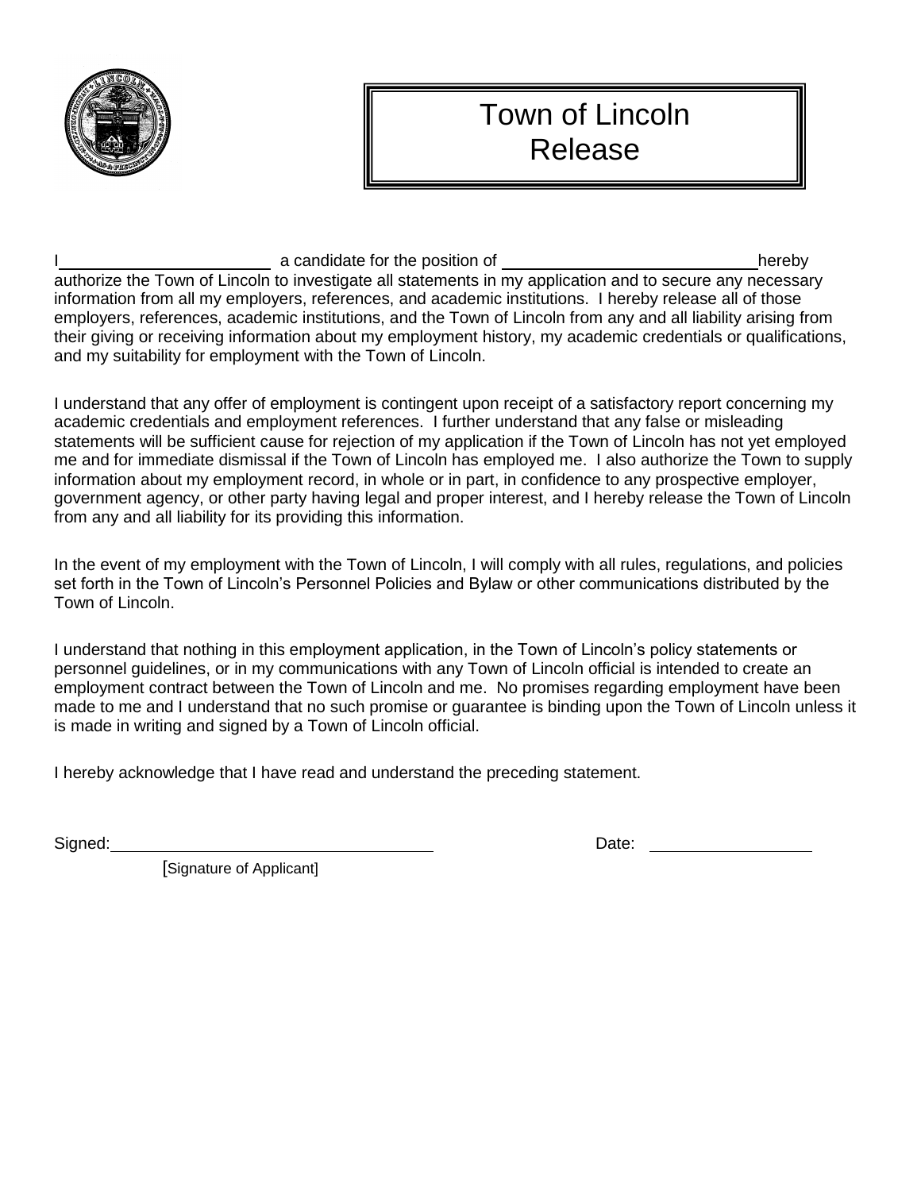# Town of Lincoln
# Release

I\_\_\_\_\_\_\_\_\_\_\_\_\_\_\_\_\_\_\_\_\_\_\_\_ a candidate for the position of \_\_\_\_\_\_\_\_\_\_\_\_\_\_\_\_\_\_\_\_\_\_\_\_\_\_\_\_\_\_hereby authorize the Town of Lincoln to investigate all statements in my application and to secure any necessary information from all my employers, references, and academic institutions. I hereby release all of those employers, references, academic institutions, and the Town of Lincoln from any and all liability arising from their giving or receiving information about my employment history, my academic credentials or qualifications, and my suitability for employment with the Town of Lincoln.

I understand that any offer of employment is contingent upon receipt of a satisfactory report concerning my academic credentials and employment references. I further understand that any false or misleading statements will be sufficient cause for rejection of my application if the Town of Lincoln has not yet employed me and for immediate dismissal if the Town of Lincoln has employed me. I also authorize the Town to supply information about my employment record, in whole or in part, in confidence to any prospective employer, government agency, or other party having legal and proper interest, and I hereby release the Town of Lincoln from any and all liability for its providing this information.

In the event of my employment with the Town of Lincoln, I will comply with all rules, regulations, and policies set forth in the Town of Lincoln's Personnel Policies and Bylaw or other communications distributed by the Town of Lincoln.

I understand that nothing in this employment application, in the Town of Lincoln's policy statements or personnel guidelines, or in my communications with any Town of Lincoln official is intended to create an employment contract between the Town of Lincoln and me. No promises regarding employment have been made to me and I understand that no such promise or guarantee is binding upon the Town of Lincoln unless it is made in writing and signed by a Town of Lincoln official.

I hereby acknowledge that I have read and understand the preceding statement.

Signed:\_\_\_\_\_\_\_\_\_\_\_\_\_\_\_\_\_\_\_\_\_\_\_\_\_\_\_\_\_\_\_\_\_\_\_\_ Date: \_\_\_\_\_\_\_\_\_\_\_\_\_\_\_\_\_\_

[Signature of Applicant]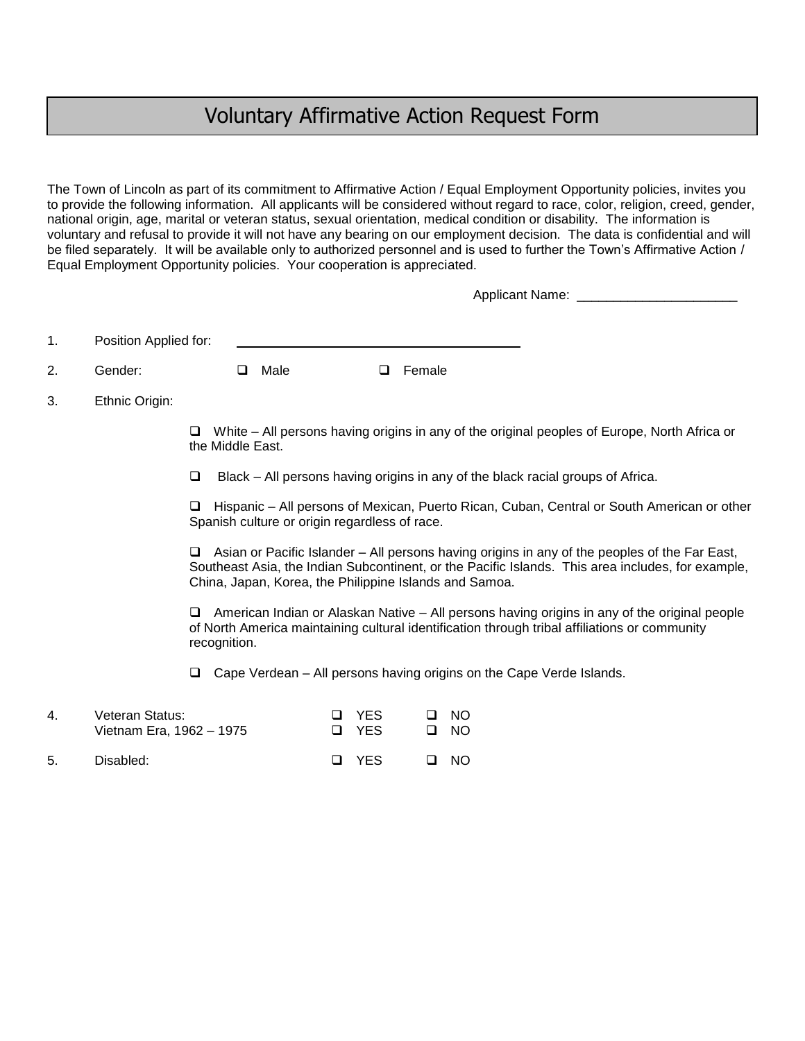# Voluntary Affirmative Action Request Form

The Town of Lincoln as part of its commitment to Affirmative Action / Equal Employment Opportunity policies, invites you to provide the following information. All applicants will be considered without regard to race, color, religion, creed, gender, national origin, age, marital or veteran status, sexual orientation, medical condition or disability. The information is voluntary and refusal to provide it will not have any bearing on our employment decision. The data is confidential and will be filed separately. It will be available only to authorized personnel and is used to further the Town's Affirmative Action / Equal Employment Opportunity policies. Your cooperation is appreciated.

Applicant Name: ______________________

1. Position Applied for: ________________________________________

2. Gender: ☐ Male ☐ Female

3. Ethnic Origin:

   ☐ White – All persons having origins in any of the original peoples of Europe, North Africa or the Middle East.

   ☐ Black – All persons having origins in any of the black racial groups of Africa.

   ☐ Hispanic – All persons of Mexican, Puerto Rican, Cuban, Central or South American or other Spanish culture or origin regardless of race.

   ☐ Asian or Pacific Islander – All persons having origins in any of the peoples of the Far East, Southeast Asia, the Indian Subcontinent, or the Pacific Islands. This area includes, for example, China, Japan, Korea, the Philippine Islands and Samoa.

   ☐ American Indian or Alaskan Native – All persons having origins in any of the original people of North America maintaining cultural identification through tribal affiliations or community recognition.

   ☐ Cape Verdean – All persons having origins on the Cape Verde Islands.

4. Veteran Status: ☐ YES ☐ NO
   Vietnam Era, 1962 – 1975 ☐ YES ☐ NO

5. Disabled: ☐ YES ☐ NO